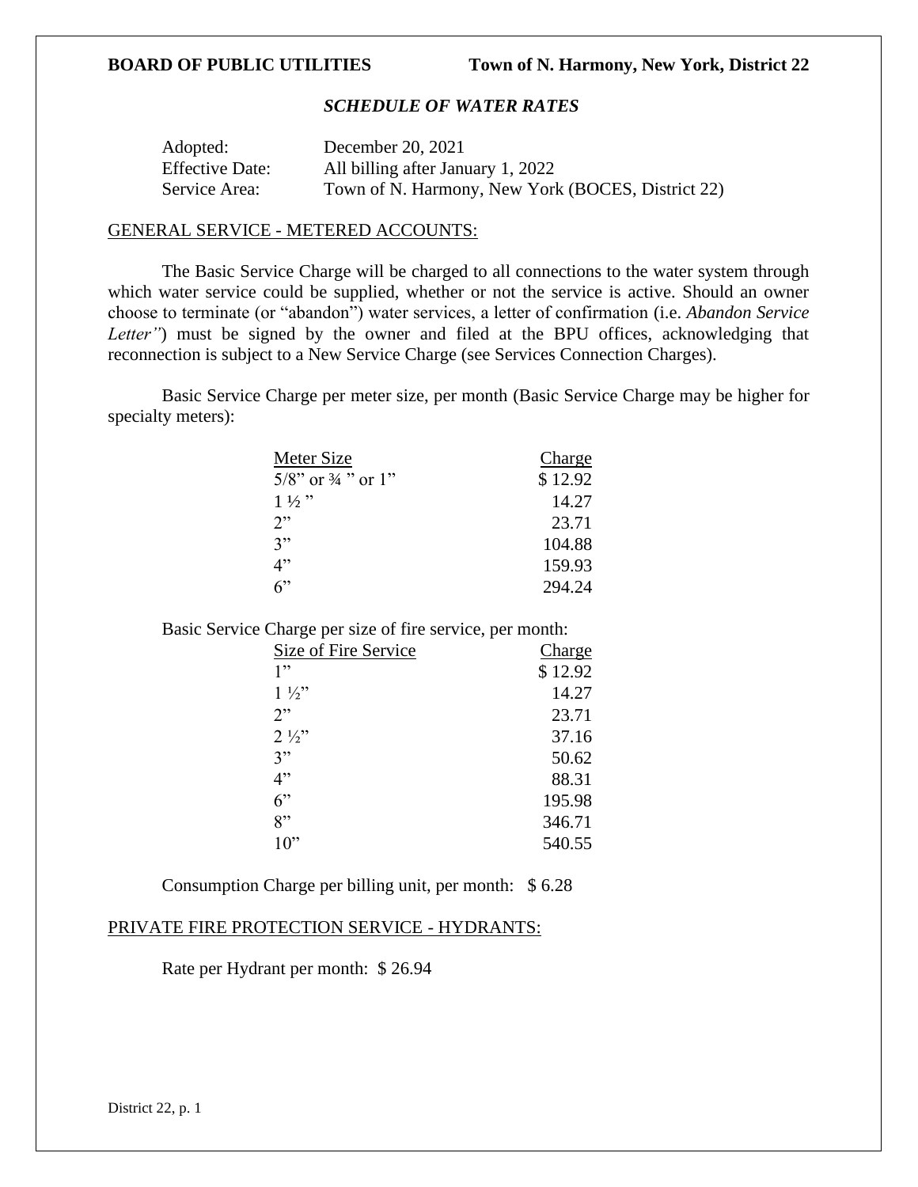**BOARD OF PUBLIC UTILITIES** **Town of N. Harmony, New York, District 22**

***SCHEDULE OF WATER RATES***

| | |
|---|---|
| Adopted: | December 20, 2021 |
| Effective Date: | All billing after January 1, 2022 |
| Service Area: | Town of N. Harmony, New York (BOCES, District 22) |

GENERAL SERVICE - METERED ACCOUNTS:

The Basic Service Charge will be charged to all connections to the water system through which water service could be supplied, whether or not the service is active. Should an owner choose to terminate (or "abandon") water services, a letter of confirmation (i.e. *Abandon Service Letter"*) must be signed by the owner and filed at the BPU offices, acknowledging that reconnection is subject to a New Service Charge (see Services Connection Charges).

Basic Service Charge per meter size, per month (Basic Service Charge may be higher for specialty meters):

| Meter Size | Charge |
|---|---|
| 5/8" or ¾ " or 1" | $ 12.92 |
| 1 ½ " | 14.27 |
| 2" | 23.71 |
| 3" | 104.88 |
| 4" | 159.93 |
| 6" | 294.24 |

Basic Service Charge per size of fire service, per month:

| Size of Fire Service | Charge |
|---|---|
| 1" | $ 12.92 |
| 1 ½" | 14.27 |
| 2" | 23.71 |
| 2 ½" | 37.16 |
| 3" | 50.62 |
| 4" | 88.31 |
| 6" | 195.98 |
| 8" | 346.71 |
| 10" | 540.55 |

Consumption Charge per billing unit, per month: $ 6.28

PRIVATE FIRE PROTECTION SERVICE - HYDRANTS:

Rate per Hydrant per month: $ 26.94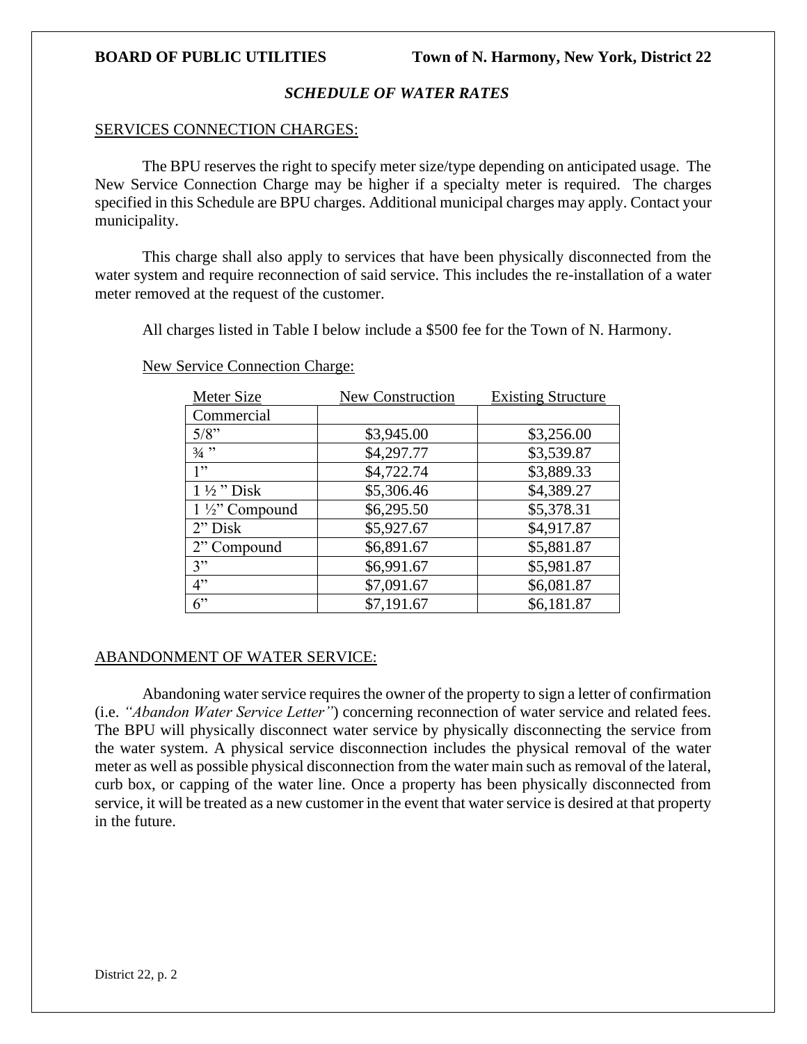**BOARD OF PUBLIC UTILITIES** **Town of N. Harmony, New York, District 22**

### *SCHEDULE OF WATER RATES*

<u>SERVICES CONNECTION CHARGES:</u>

The BPU reserves the right to specify meter size/type depending on anticipated usage. The New Service Connection Charge may be higher if a specialty meter is required. The charges specified in this Schedule are BPU charges. Additional municipal charges may apply. Contact your municipality.

This charge shall also apply to services that have been physically disconnected from the water system and require reconnection of said service. This includes the re-installation of a water meter removed at the request of the customer.

All charges listed in Table I below include a $500 fee for the Town of N. Harmony.

<u>New Service Connection Charge:</u>

| Meter Size | New Construction | Existing Structure |
|---|---|---|
| Commercial | | |
| 5/8" | $3,945.00 | $3,256.00 |
| ¾ " | $4,297.77 | $3,539.87 |
| 1" | $4,722.74 | $3,889.33 |
| 1 ½ " Disk | $5,306.46 | $4,389.27 |
| 1 ½" Compound | $6,295.50 | $5,378.31 |
| 2" Disk | $5,927.67 | $4,917.87 |
| 2" Compound | $6,891.67 | $5,881.87 |
| 3" | $6,991.67 | $5,981.87 |
| 4" | $7,091.67 | $6,081.87 |
| 6" | $7,191.67 | $6,181.87 |

<u>ABANDONMENT OF WATER SERVICE:</u>

Abandoning water service requires the owner of the property to sign a letter of confirmation (i.e. *"Abandon Water Service Letter"*) concerning reconnection of water service and related fees. The BPU will physically disconnect water service by physically disconnecting the service from the water system. A physical service disconnection includes the physical removal of the water meter as well as possible physical disconnection from the water main such as removal of the lateral, curb box, or capping of the water line. Once a property has been physically disconnected from service, it will be treated as a new customer in the event that water service is desired at that property in the future.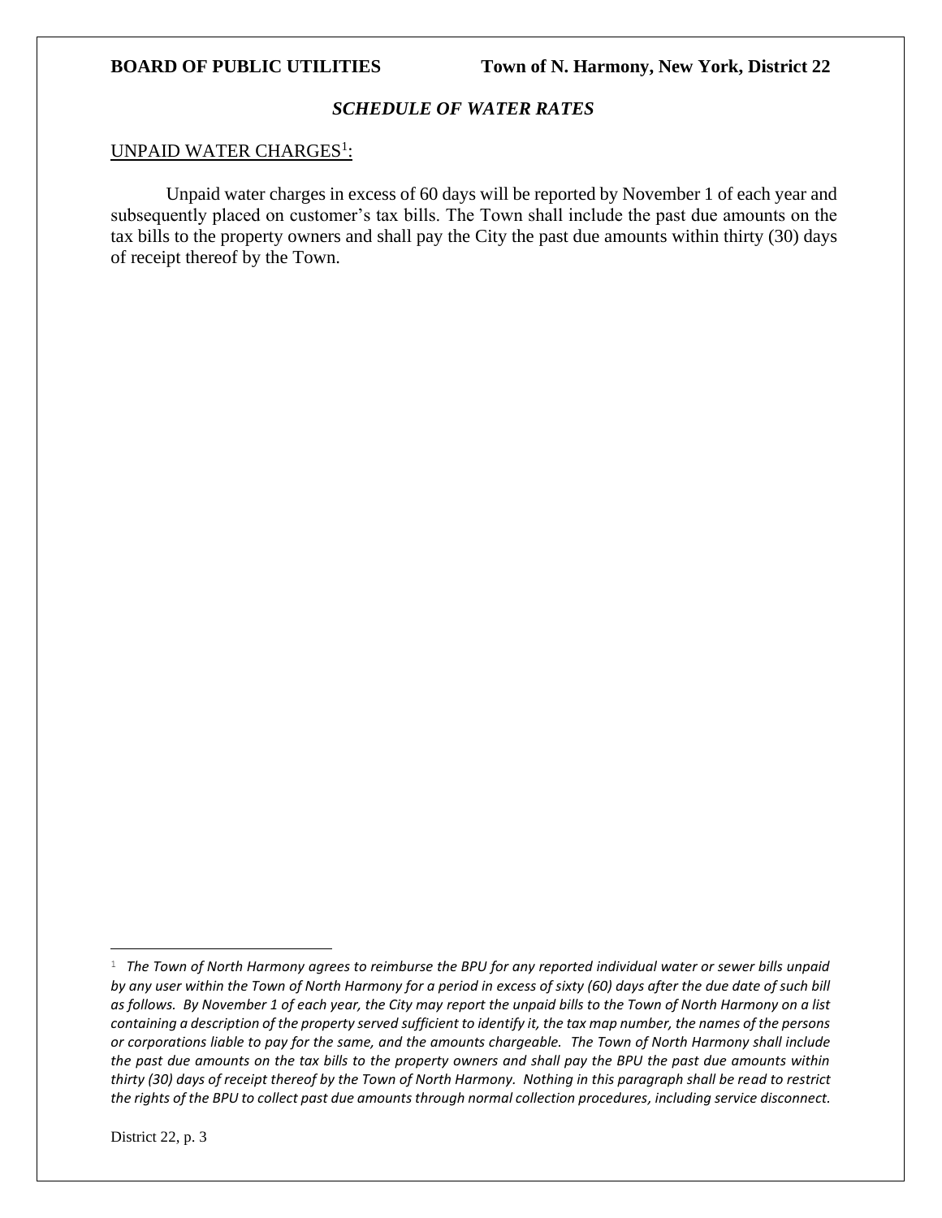## SCHEDULE OF WATER RATES

UNPAID WATER CHARGES[1]:

Unpaid water charges in excess of 60 days will be reported by November 1 of each year and subsequently placed on customer's tax bills. The Town shall include the past due amounts on the tax bills to the property owners and shall pay the City the past due amounts within thirty (30) days of receipt thereof by the Town.

---

[1] *The Town of North Harmony agrees to reimburse the BPU for any reported individual water or sewer bills unpaid by any user within the Town of North Harmony for a period in excess of sixty (60) days after the due date of such bill as follows. By November 1 of each year, the City may report the unpaid bills to the Town of North Harmony on a list containing a description of the property served sufficient to identify it, the tax map number, the names of the persons or corporations liable to pay for the same, and the amounts chargeable. The Town of North Harmony shall include the past due amounts on the tax bills to the property owners and shall pay the BPU the past due amounts within thirty (30) days of receipt thereof by the Town of North Harmony. Nothing in this paragraph shall be read to restrict the rights of the BPU to collect past due amounts through normal collection procedures, including service disconnect.*